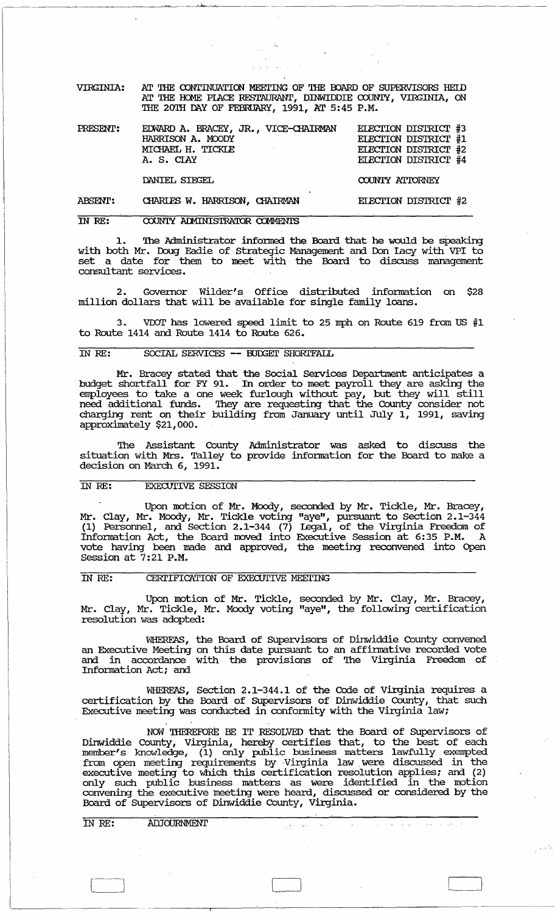VIRGINIA: AT THE CONTINUATION MEETING OF THE BOARD OF SUPERVISORS HELD AT THE HOME PLACE RESTAURANT, DINWIDDIE COUNTY, VIRGINIA, ON THE 20TH DAY OF FEBRUARY, 1991, AT 5:45 P.M.

| | | |
|---|---|---|
| PRESENT: | EDWARD A. BRACEY, JR., VICE-CHAIRMAN | ELECTION DISTRICT #3 |
| | HARRISON A. MOODY | ELECTION DISTRICT #1 |
| | MICHAEL H. TICKLE | ELECTION DISTRICT #2 |
| | A. S. CLAY | ELECTION DISTRICT #4 |
| | DANIEL SIEGEL | COUNTY ATTORNEY |
| ABSENT: | CHARLES W. HARRISON, CHAIRMAN | ELECTION DISTRICT #2 |

IN RE: COUNTY ADMINISTRATOR COMMENTS

1. The Administrator informed the Board that he would be speaking with both Mr. Doug Eadie of Strategic Management and Don Lacy with VPI to set a date for them to meet with the Board to discuss management consultant services.

2. Governor Wilder's Office distributed information on $28 million dollars that will be available for single family loans.

3. VDOT has lowered speed limit to 25 mph on Route 619 from US #1 to Route 1414 and Route 1414 to Route 626.

IN RE: SOCIAL SERVICES -- BUDGET SHORTFALL

Mr. Bracey stated that the Social Services Department anticipates a budget shortfall for FY 91. In order to meet payroll they are asking the employees to take a one week furlough without pay, but they will still need additional funds. They are requesting that the County consider not charging rent on their building from January until July 1, 1991, saving approximately $21,000.

The Assistant County Administrator was asked to discuss the situation with Mrs. Talley to provide information for the Board to make a decision on March 6, 1991.

IN RE: EXECUTIVE SESSION

Upon motion of Mr. Moody, seconded by Mr. Tickle, Mr. Bracey, Mr. Clay, Mr. Moody, Mr. Tickle voting "aye", pursuant to Section 2.1-344 (1) Personnel, and Section 2.1-344 (7) Legal, of the Virginia Freedom of Information Act, the Board moved into Executive Session at 6:35 P.M. A vote having been made and approved, the meeting reconvened into Open Session at 7:21 P.M.

IN RE: CERTIFICATION OF EXECUTIVE MEETING

Upon motion of Mr. Tickle, seconded by Mr. Clay, Mr. Bracey, Mr. Clay, Mr. Tickle, Mr. Moody voting "aye", the following certification resolution was adopted:

WHEREAS, the Board of Supervisors of Dinwiddie County convened an Executive Meeting on this date pursuant to an affirmative recorded vote and in accordance with the provisions of The Virginia Freedom of Information Act; and

WHEREAS, Section 2.1-344.1 of the Code of Virginia requires a certification by the Board of Supervisors of Dinwiddie County, that such Executive meeting was conducted in conformity with the Virginia law;

NOW THEREFORE BE IT RESOLVED that the Board of Supervisors of Dinwiddie County, Virginia, hereby certifies that, to the best of each member's knowledge, (1) only public business matters lawfully exempted from open meeting requirements by Virginia law were discussed in the executive meeting to which this certification resolution applies; and (2) only such public business matters as were identified in the motion convening the executive meeting were heard, discussed or considered by the Board of Supervisors of Dinwiddie County, Virginia.

IN RE: ADJOURNMENT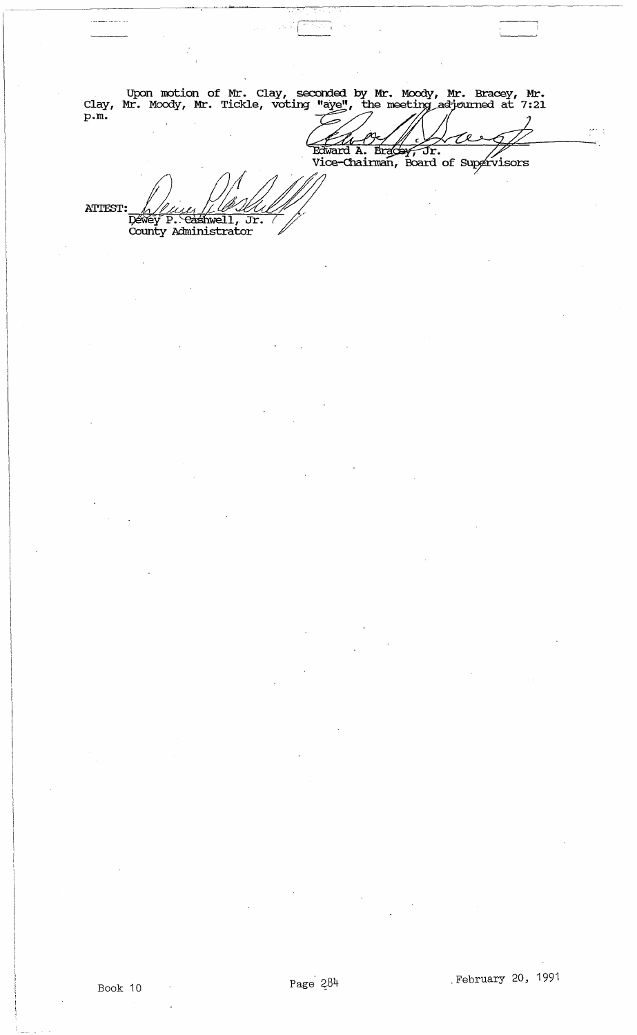Upon motion of Mr. Clay, seconded by Mr. Moody, Mr. Bracey, Mr. Clay, Mr. Moody, Mr. Tickle, voting "aye", the meeting adjourned at 7:21 p.m.

Edward A. Bracey, Jr.
Vice-Chairman, Board of Supervisors

ATTEST:
Dewey P. Cashwell, Jr.
County Administrator

Book 10 | February 20, 1991